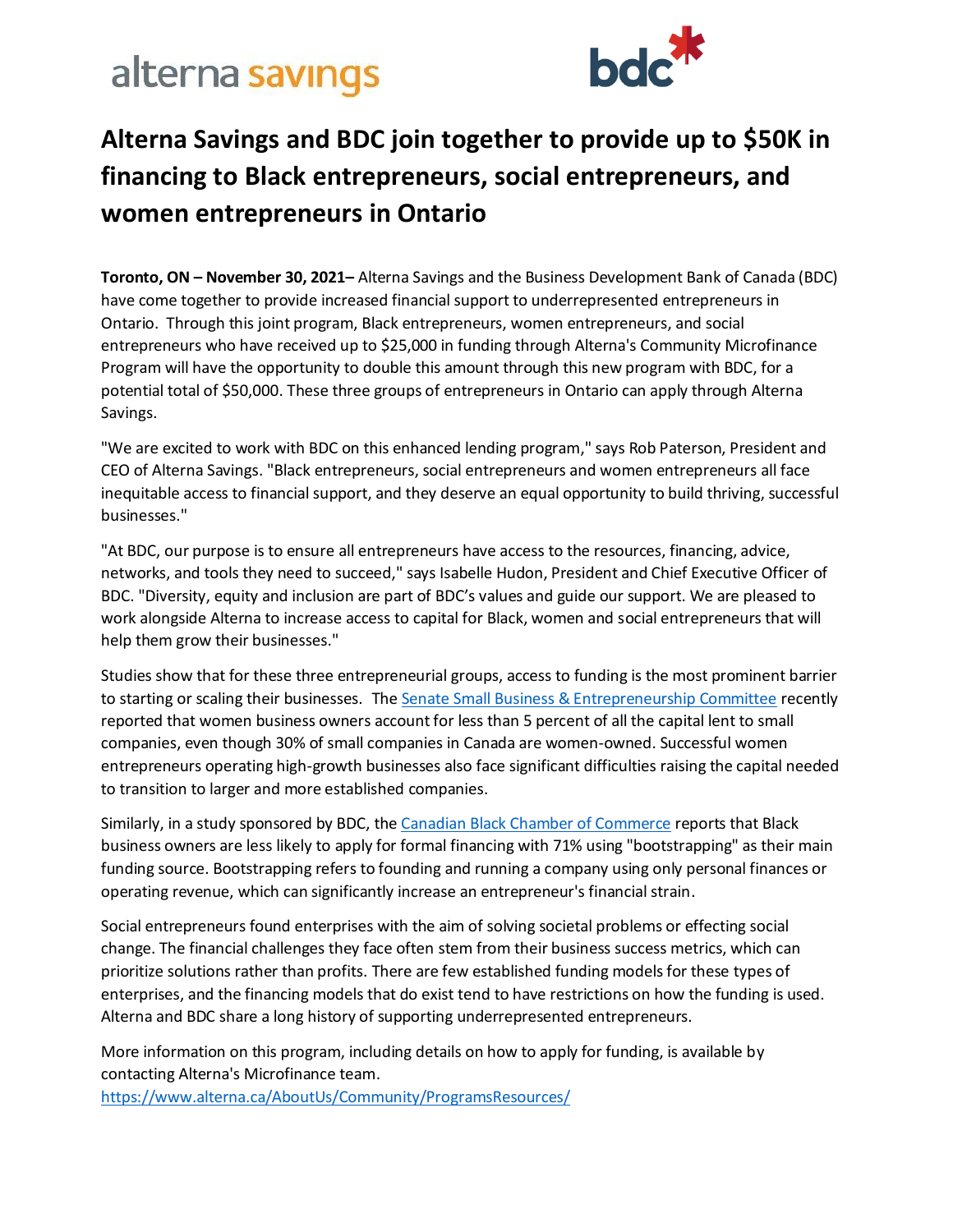alterna savings

bdc

# Alterna Savings and BDC join together to provide up to $50K in financing to Black entrepreneurs, social entrepreneurs, and women entrepreneurs in Ontario

**Toronto, ON – November 30, 2021–** Alterna Savings and the Business Development Bank of Canada (BDC) have come together to provide increased financial support to underrepresented entrepreneurs in Ontario. Through this joint program, Black entrepreneurs, women entrepreneurs, and social entrepreneurs who have received up to $25,000 in funding through Alterna's Community Microfinance Program will have the opportunity to double this amount through this new program with BDC, for a potential total of $50,000. These three groups of entrepreneurs in Ontario can apply through Alterna Savings.

"We are excited to work with BDC on this enhanced lending program," says Rob Paterson, President and CEO of Alterna Savings. "Black entrepreneurs, social entrepreneurs and women entrepreneurs all face inequitable access to financial support, and they deserve an equal opportunity to build thriving, successful businesses."

"At BDC, our purpose is to ensure all entrepreneurs have access to the resources, financing, advice, networks, and tools they need to succeed," says Isabelle Hudon, President and Chief Executive Officer of BDC. "Diversity, equity and inclusion are part of BDC's values and guide our support. We are pleased to work alongside Alterna to increase access to capital for Black, women and social entrepreneurs that will help them grow their businesses."

Studies show that for these three entrepreneurial groups, access to funding is the most prominent barrier to starting or scaling their businesses. The [Senate Small Business & Entrepreneurship Committee](#) recently reported that women business owners account for less than 5 percent of all the capital lent to small companies, even though 30% of small companies in Canada are women-owned. Successful women entrepreneurs operating high-growth businesses also face significant difficulties raising the capital needed to transition to larger and more established companies.

Similarly, in a study sponsored by BDC, the [Canadian Black Chamber of Commerce](#) reports that Black business owners are less likely to apply for formal financing with 71% using "bootstrapping" as their main funding source. Bootstrapping refers to founding and running a company using only personal finances or operating revenue, which can significantly increase an entrepreneur's financial strain.

Social entrepreneurs found enterprises with the aim of solving societal problems or effecting social change. The financial challenges they face often stem from their business success metrics, which can prioritize solutions rather than profits. There are few established funding models for these types of enterprises, and the financing models that do exist tend to have restrictions on how the funding is used. Alterna and BDC share a long history of supporting underrepresented entrepreneurs.

More information on this program, including details on how to apply for funding, is available by contacting Alterna's Microfinance team.
https://www.alterna.ca/AboutUs/Community/ProgramsResources/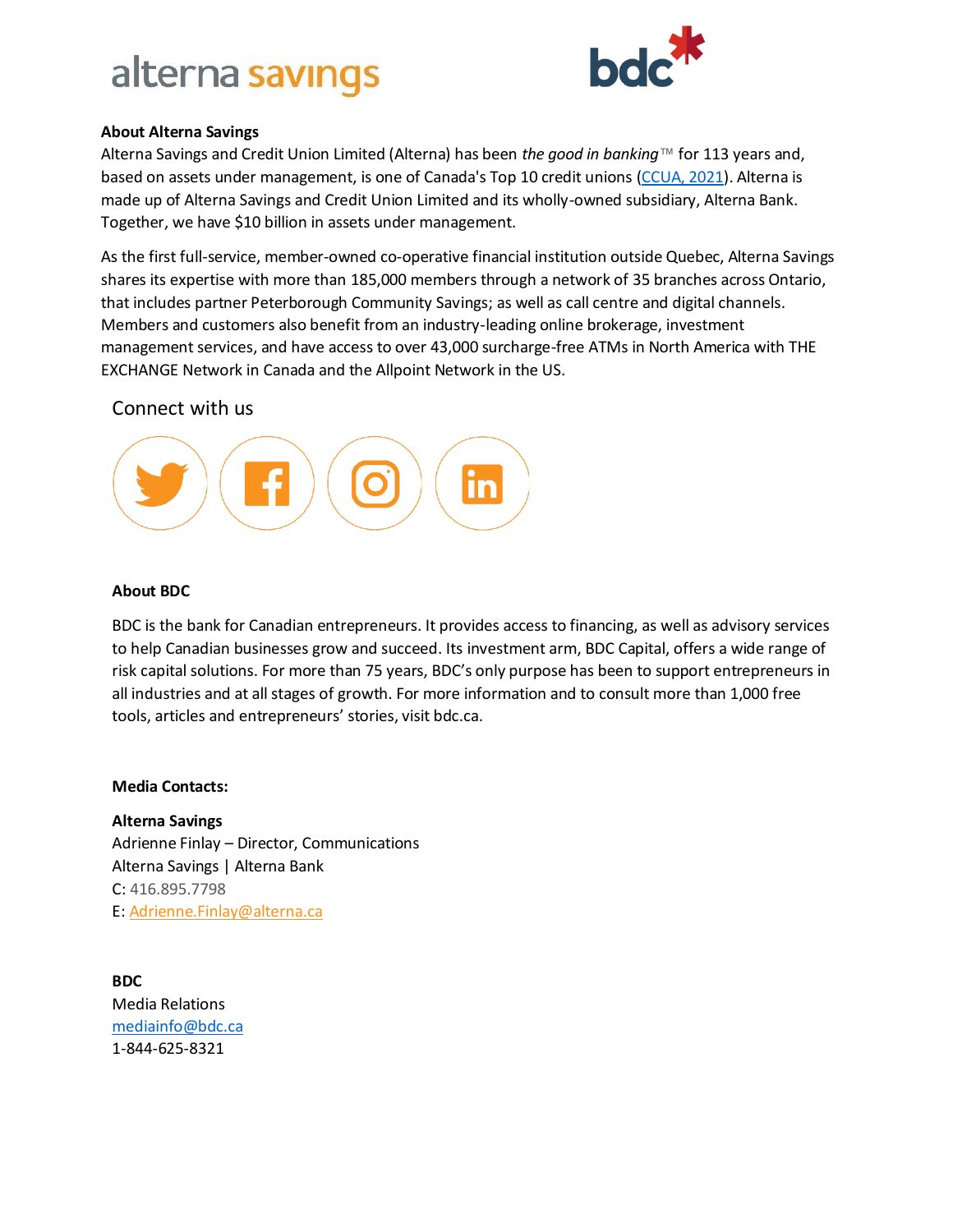### About Alterna Savings

Alterna Savings and Credit Union Limited (Alterna) has been *the good in banking*™ for 113 years and, based on assets under management, is one of Canada's Top 10 credit unions (CCUA, 2021). Alterna is made up of Alterna Savings and Credit Union Limited and its wholly-owned subsidiary, Alterna Bank. Together, we have $10 billion in assets under management.

As the first full-service, member-owned co-operative financial institution outside Quebec, Alterna Savings shares its expertise with more than 185,000 members through a network of 35 branches across Ontario, that includes partner Peterborough Community Savings; as well as call centre and digital channels. Members and customers also benefit from an industry-leading online brokerage, investment management services, and have access to over 43,000 surcharge-free ATMs in North America with THE EXCHANGE Network in Canada and the Allpoint Network in the US.

Connect with us

### About BDC

BDC is the bank for Canadian entrepreneurs. It provides access to financing, as well as advisory services to help Canadian businesses grow and succeed. Its investment arm, BDC Capital, offers a wide range of risk capital solutions. For more than 75 years, BDC's only purpose has been to support entrepreneurs in all industries and at all stages of growth. For more information and to consult more than 1,000 free tools, articles and entrepreneurs' stories, visit bdc.ca.

**Media Contacts:**

**Alterna Savings**
Adrienne Finlay – Director, Communications
Alterna Savings | Alterna Bank
C: 416.895.7798
E: Adrienne.Finlay@alterna.ca

**BDC**
Media Relations
mediainfo@bdc.ca
1-844-625-8321